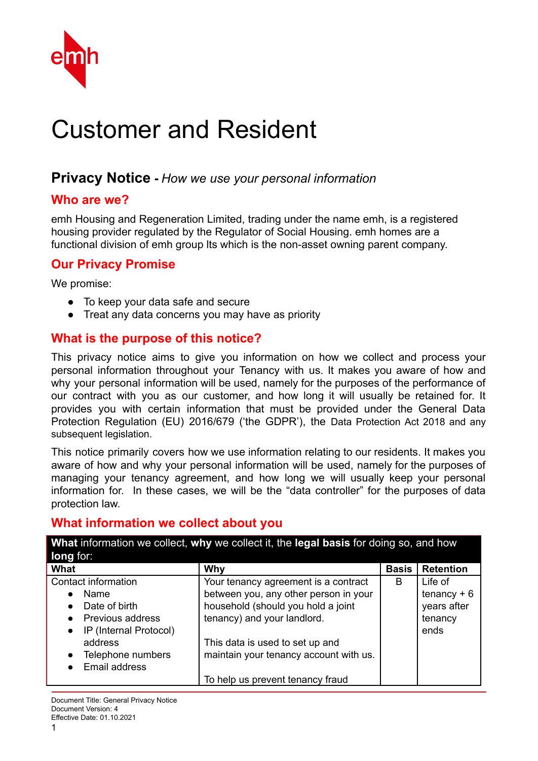emh

# Customer and Resident

## **Privacy Notice -** *How we use your personal information*

### Who are we?

emh Housing and Regeneration Limited, trading under the name emh, is a registered housing provider regulated by the Regulator of Social Housing. emh homes are a functional division of emh group lts which is the non-asset owning parent company.

### Our Privacy Promise

We promise:

- To keep your data safe and secure
- Treat any data concerns you may have as priority

### What is the purpose of this notice?

This privacy notice aims to give you information on how we collect and process your personal information throughout your Tenancy with us. It makes you aware of how and why your personal information will be used, namely for the purposes of the performance of our contract with you as our customer, and how long it will usually be retained for. It provides you with certain information that must be provided under the General Data Protection Regulation (EU) 2016/679 ('the GDPR'), the Data Protection Act 2018 and any subsequent legislation.

This notice primarily covers how we use information relating to our residents. It makes you aware of how and why your personal information will be used, namely for the purposes of managing your tenancy agreement, and how long we will usually keep your personal information for. In these cases, we will be the "data controller" for the purposes of data protection law.

### What information we collect about you

**What** information we collect, **why** we collect it, the **legal basis** for doing so, and how **long** for:

| What | Why | Basis | Retention |
|---|---|---|---|
| Contact information<br>• Name<br>• Date of birth<br>• Previous address<br>• IP (Internal Protocol) address<br>• Telephone numbers<br>• Email address | Your tenancy agreement is a contract between you, any other person in your household (should you hold a joint tenancy) and your landlord.<br><br>This data is used to set up and maintain your tenancy account with us.<br><br>To help us prevent tenancy fraud | B | Life of tenancy + 6 years after tenancy ends |

Document Title: General Privacy Notice
Document Version: 4
Effective Date: 01.10.2021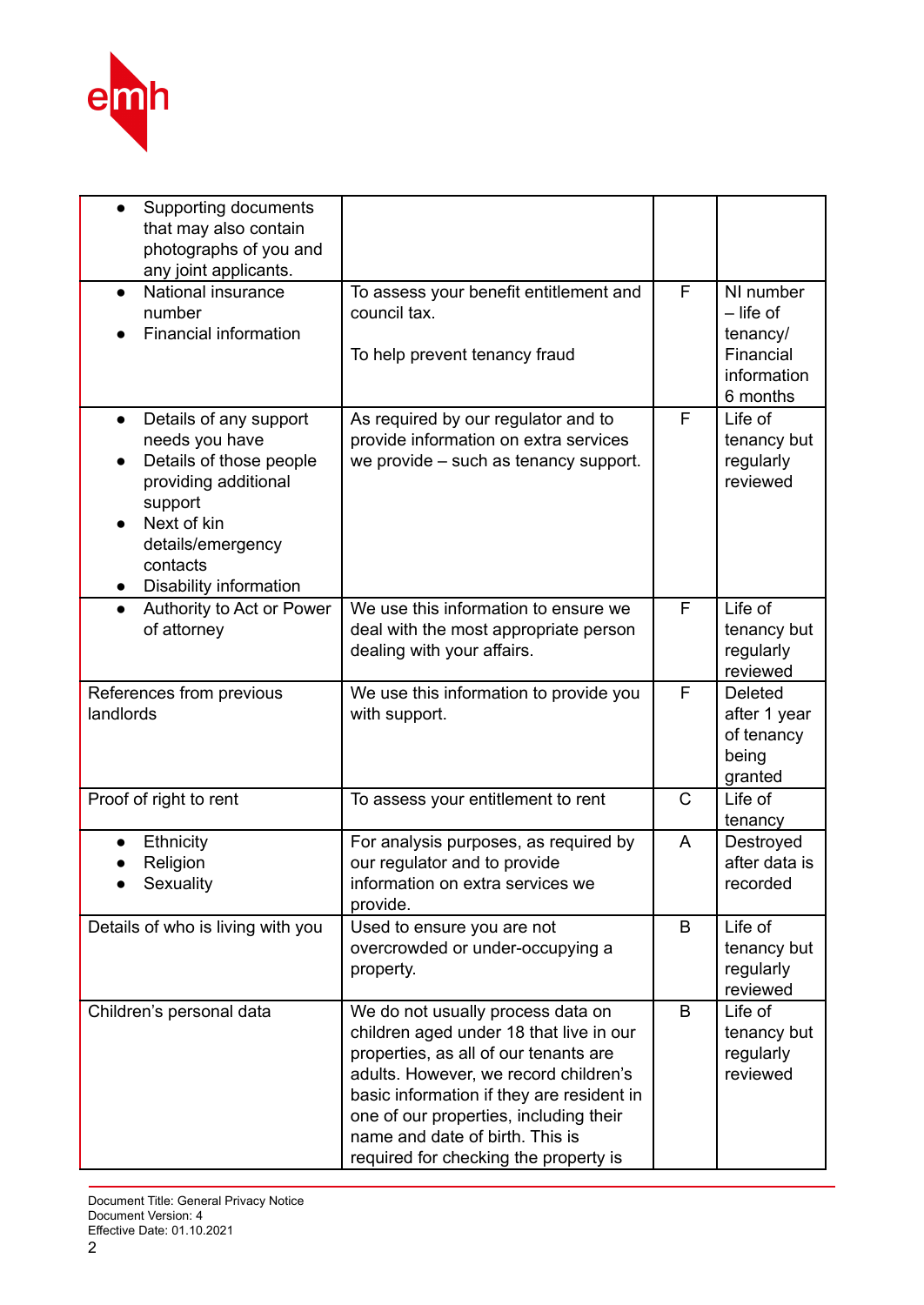| | | | |
|---|---|---|---|
| • Supporting documents that may also contain photographs of you and any joint applicants. | | | |
| • National insurance number<br>• Financial information | To assess your benefit entitlement and council tax.<br><br>To help prevent tenancy fraud | F | NI number – life of tenancy/ Financial information 6 months |
| • Details of any support needs you have<br>• Details of those people providing additional support<br>• Next of kin details/emergency contacts<br>• Disability information | As required by our regulator and to provide information on extra services we provide – such as tenancy support. | F | Life of tenancy but regularly reviewed |
| • Authority to Act or Power of attorney | We use this information to ensure we deal with the most appropriate person dealing with your affairs. | F | Life of tenancy but regularly reviewed |
| References from previous landlords | We use this information to provide you with support. | F | Deleted after 1 year of tenancy being granted |
| Proof of right to rent | To assess your entitlement to rent | C | Life of tenancy |
| • Ethnicity<br>• Religion<br>• Sexuality | For analysis purposes, as required by our regulator and to provide information on extra services we provide. | A | Destroyed after data is recorded |
| Details of who is living with you | Used to ensure you are not overcrowded or under-occupying a property. | B | Life of tenancy but regularly reviewed |
| Children's personal data | We do not usually process data on children aged under 18 that live in our properties, as all of our tenants are adults. However, we record children's basic information if they are resident in one of our properties, including their name and date of birth. This is required for checking the property is | B | Life of tenancy but regularly reviewed |

Document Title: General Privacy Notice
Document Version: 4
Effective Date: 01.10.2021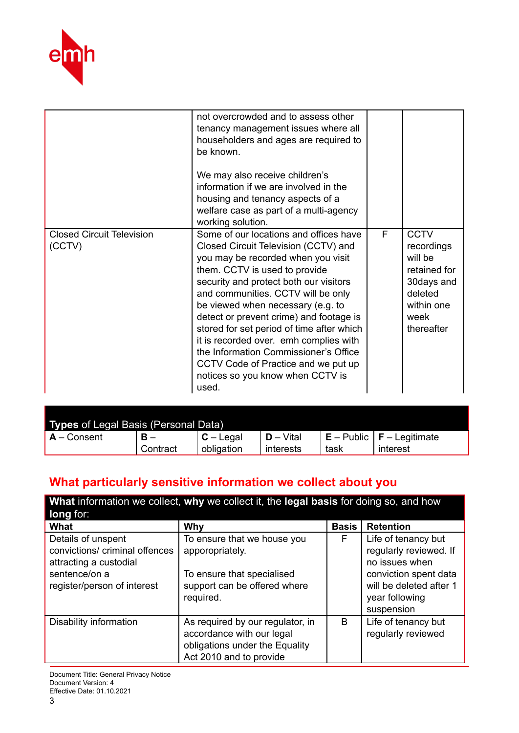| | | | |
|---|---|---|---|
| | not overcrowded and to assess other tenancy management issues where all householders and ages are required to be known.<br><br>We may also receive children's information if we are involved in the housing and tenancy aspects of a welfare case as part of a multi-agency working solution. | | |
| Closed Circuit Television (CCTV) | Some of our locations and offices have Closed Circuit Television (CCTV) and you may be recorded when you visit them. CCTV is used to provide security and protect both our visitors and communities. CCTV will be only be viewed when necessary (e.g. to detect or prevent crime) and footage is stored for set period of time after which it is recorded over. emh complies with the Information Commissioner's Office CCTV Code of Practice and we put up notices so you know when CCTV is used. | F | CCTV recordings will be retained for 30days and deleted within one week thereafter |

| **Types** of Legal Basis (Personal Data) | | | | | |
|---|---|---|---|---|---|
| **A** – Consent | **B** – Contract | **C** – Legal obligation | **D** – Vital interests | **E** – Public task | **F** – Legitimate interest |

## What particularly sensitive information we collect about you

| **What** information we collect, **why** we collect it, the **legal basis** for doing so, and how **long** for: | | | |
|---|---|---|---|
| **What** | **Why** | **Basis** | **Retention** |
| Details of unspent convictions/ criminal offences attracting a custodial sentence/on a register/person of interest | To ensure that we house you apporopriately.<br><br>To ensure that specialised support can be offered where required. | F | Life of tenancy but regularly reviewed. If no issues when conviction spent data will be deleted after 1 year following suspension |
| Disability information | As required by our regulator, in accordance with our legal obligations under the Equality Act 2010 and to provide | B | Life of tenancy but regularly reviewed |

Document Title: General Privacy Notice
Document Version: 4
Effective Date: 01.10.2021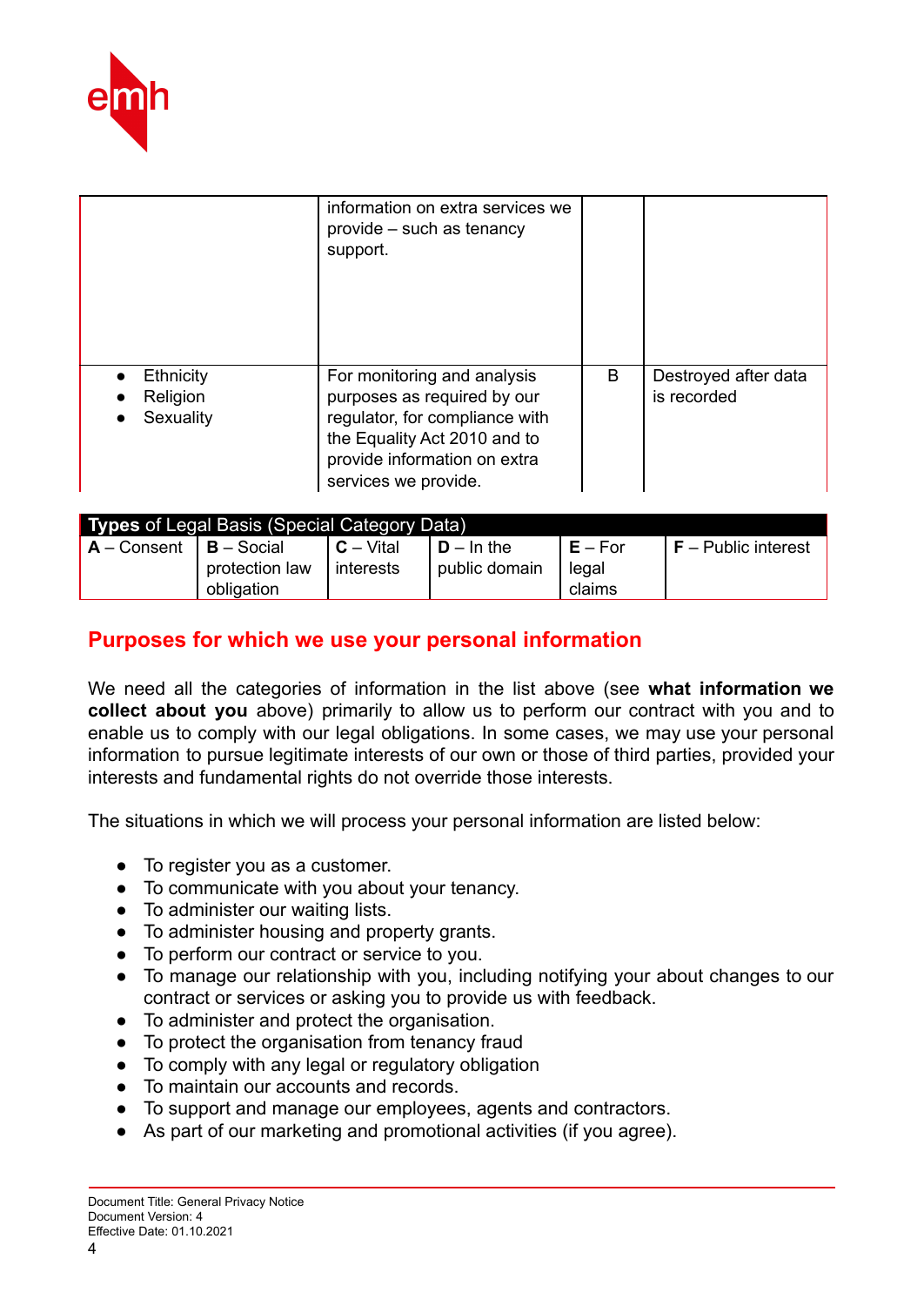| | | | |
|---|---|---|---|
| | information on extra services we provide – such as tenancy support. | | |
| • Ethnicity<br>• Religion<br>• Sexuality | For monitoring and analysis purposes as required by our regulator, for compliance with the Equality Act 2010 and to provide information on extra services we provide. | B | Destroyed after data is recorded |

| **Types** of Legal Basis (Special Category Data) | | | | | |
|---|---|---|---|---|---|
| **A** – Consent | **B** – Social protection law obligation | **C** – Vital interests | **D** – In the public domain | **E** – For legal claims | **F** – Public interest |

## Purposes for which we use your personal information

We need all the categories of information in the list above (see **what information we collect about you** above) primarily to allow us to perform our contract with you and to enable us to comply with our legal obligations. In some cases, we may use your personal information to pursue legitimate interests of our own or those of third parties, provided your interests and fundamental rights do not override those interests.

The situations in which we will process your personal information are listed below:

- To register you as a customer.
- To communicate with you about your tenancy.
- To administer our waiting lists.
- To administer housing and property grants.
- To perform our contract or service to you.
- To manage our relationship with you, including notifying your about changes to our contract or services or asking you to provide us with feedback.
- To administer and protect the organisation.
- To protect the organisation from tenancy fraud
- To comply with any legal or regulatory obligation
- To maintain our accounts and records.
- To support and manage our employees, agents and contractors.
- As part of our marketing and promotional activities (if you agree).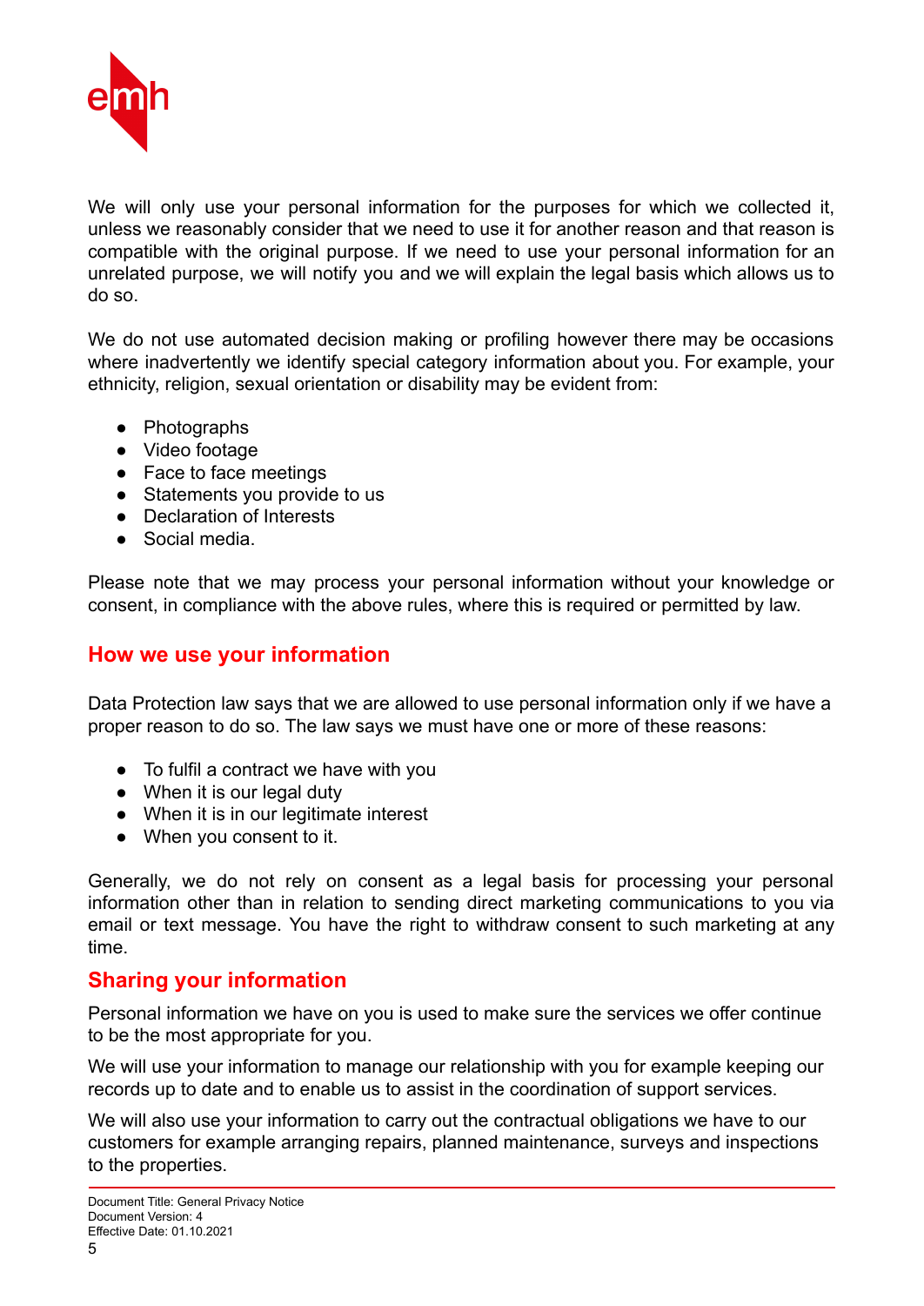We will only use your personal information for the purposes for which we collected it, unless we reasonably consider that we need to use it for another reason and that reason is compatible with the original purpose. If we need to use your personal information for an unrelated purpose, we will notify you and we will explain the legal basis which allows us to do so.

We do not use automated decision making or profiling however there may be occasions where inadvertently we identify special category information about you. For example, your ethnicity, religion, sexual orientation or disability may be evident from:

- Photographs
- Video footage
- Face to face meetings
- Statements you provide to us
- Declaration of Interests
- Social media.

Please note that we may process your personal information without your knowledge or consent, in compliance with the above rules, where this is required or permitted by law.

## How we use your information

Data Protection law says that we are allowed to use personal information only if we have a proper reason to do so. The law says we must have one or more of these reasons:

- To fulfil a contract we have with you
- When it is our legal duty
- When it is in our legitimate interest
- When you consent to it.

Generally, we do not rely on consent as a legal basis for processing your personal information other than in relation to sending direct marketing communications to you via email or text message. You have the right to withdraw consent to such marketing at any time.

## Sharing your information

Personal information we have on you is used to make sure the services we offer continue to be the most appropriate for you.

We will use your information to manage our relationship with you for example keeping our records up to date and to enable us to assist in the coordination of support services.

We will also use your information to carry out the contractual obligations we have to our customers for example arranging repairs, planned maintenance, surveys and inspections to the properties.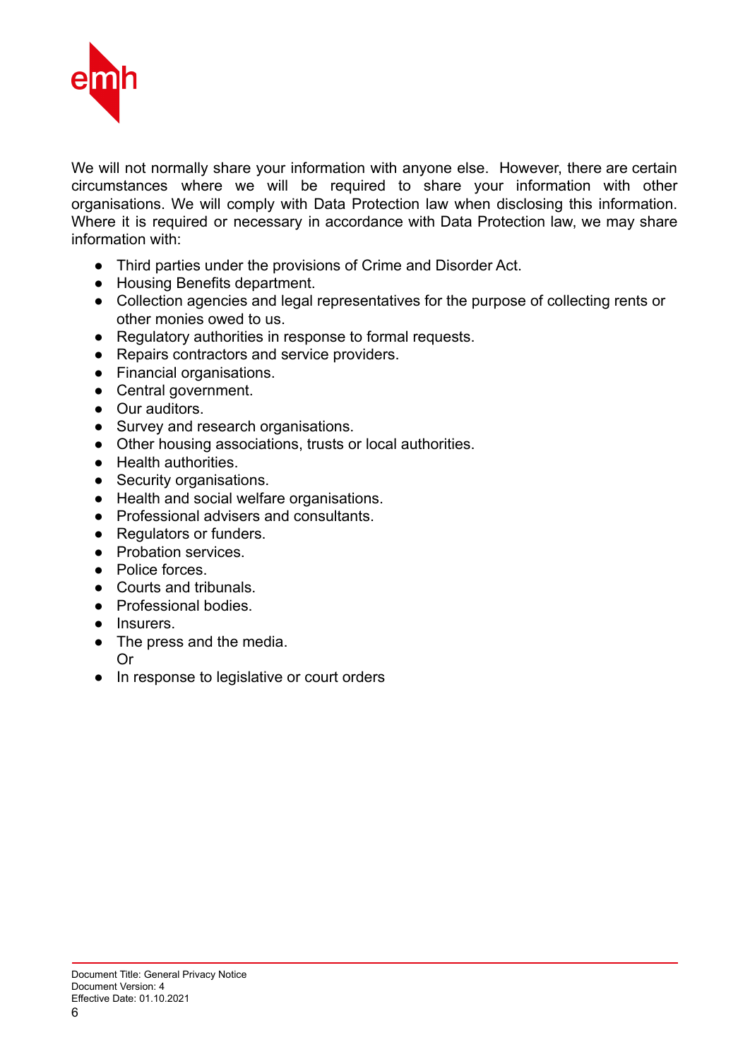We will not normally share your information with anyone else. However, there are certain circumstances where we will be required to share your information with other organisations. We will comply with Data Protection law when disclosing this information. Where it is required or necessary in accordance with Data Protection law, we may share information with:

- Third parties under the provisions of Crime and Disorder Act.
- Housing Benefits department.
- Collection agencies and legal representatives for the purpose of collecting rents or other monies owed to us.
- Regulatory authorities in response to formal requests.
- Repairs contractors and service providers.
- Financial organisations.
- Central government.
- Our auditors.
- Survey and research organisations.
- Other housing associations, trusts or local authorities.
- Health authorities.
- Security organisations.
- Health and social welfare organisations.
- Professional advisers and consultants.
- Regulators or funders.
- Probation services.
- Police forces.
- Courts and tribunals.
- Professional bodies.
- Insurers.
- The press and the media.
  Or
- In response to legislative or court orders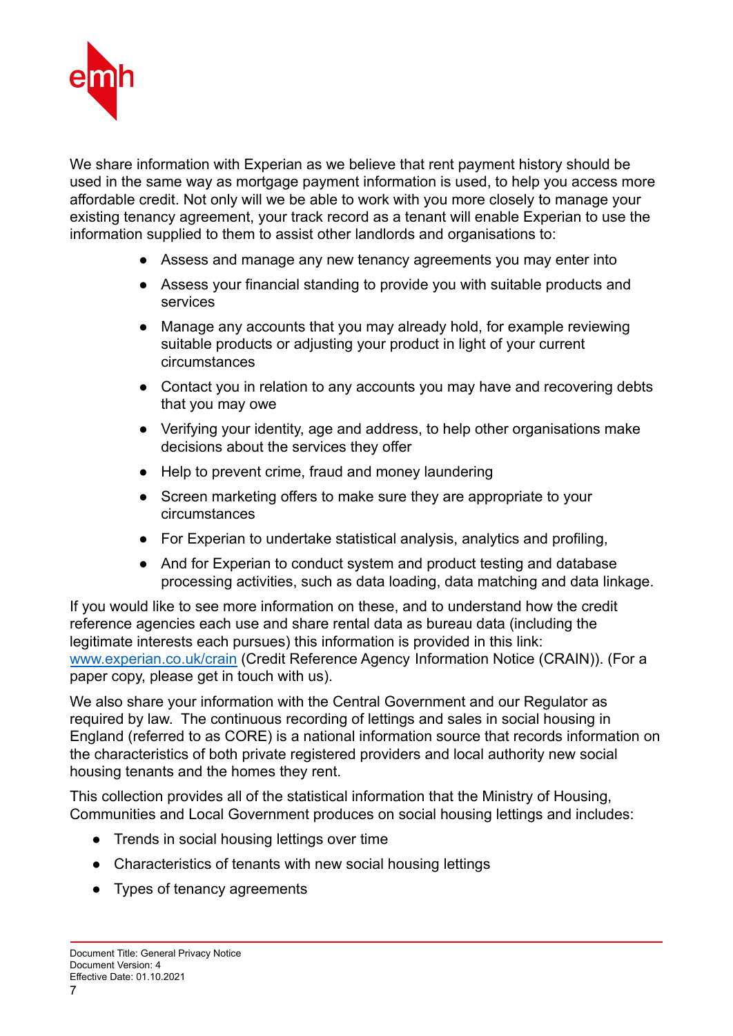We share information with Experian as we believe that rent payment history should be used in the same way as mortgage payment information is used, to help you access more affordable credit. Not only will we be able to work with you more closely to manage your existing tenancy agreement, your track record as a tenant will enable Experian to use the information supplied to them to assist other landlords and organisations to:

- Assess and manage any new tenancy agreements you may enter into
- Assess your financial standing to provide you with suitable products and services
- Manage any accounts that you may already hold, for example reviewing suitable products or adjusting your product in light of your current circumstances
- Contact you in relation to any accounts you may have and recovering debts that you may owe
- Verifying your identity, age and address, to help other organisations make decisions about the services they offer
- Help to prevent crime, fraud and money laundering
- Screen marketing offers to make sure they are appropriate to your circumstances
- For Experian to undertake statistical analysis, analytics and profiling,
- And for Experian to conduct system and product testing and database processing activities, such as data loading, data matching and data linkage.

If you would like to see more information on these, and to understand how the credit reference agencies each use and share rental data as bureau data (including the legitimate interests each pursues) this information is provided in this link: [www.experian.co.uk/crain](http://www.experian.co.uk/crain) (Credit Reference Agency Information Notice (CRAIN)). (For a paper copy, please get in touch with us).

We also share your information with the Central Government and our Regulator as required by law. The continuous recording of lettings and sales in social housing in England (referred to as CORE) is a national information source that records information on the characteristics of both private registered providers and local authority new social housing tenants and the homes they rent.

This collection provides all of the statistical information that the Ministry of Housing, Communities and Local Government produces on social housing lettings and includes:

- Trends in social housing lettings over time
- Characteristics of tenants with new social housing lettings
- Types of tenancy agreements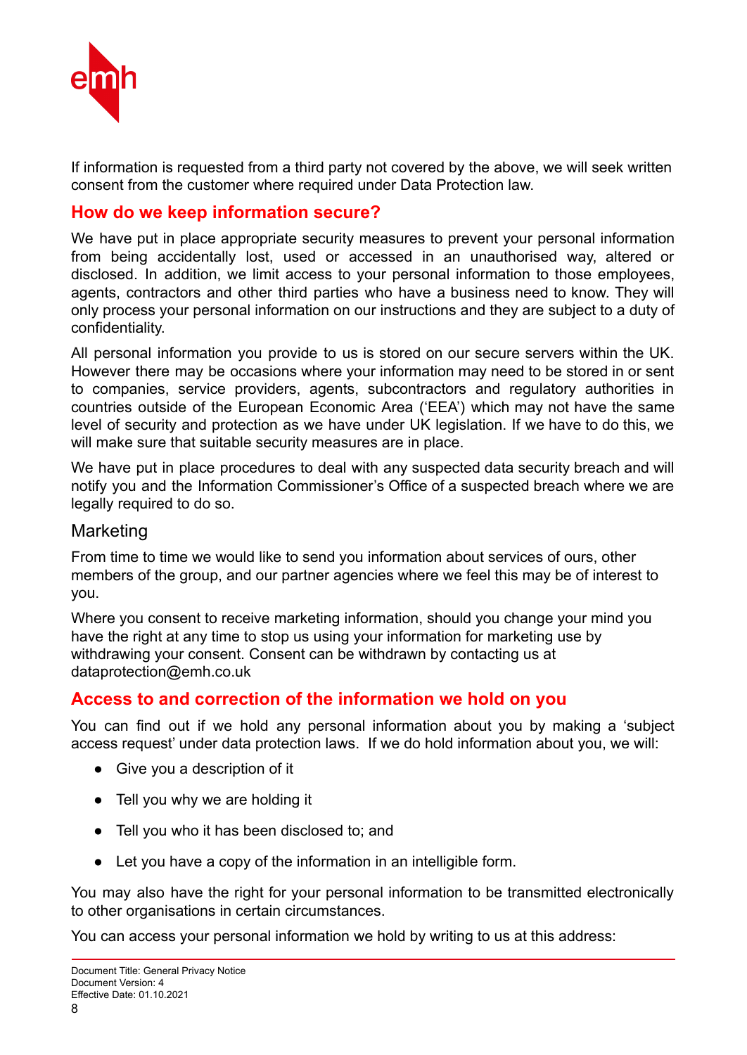If information is requested from a third party not covered by the above, we will seek written consent from the customer where required under Data Protection law.

## How do we keep information secure?

We have put in place appropriate security measures to prevent your personal information from being accidentally lost, used or accessed in an unauthorised way, altered or disclosed. In addition, we limit access to your personal information to those employees, agents, contractors and other third parties who have a business need to know. They will only process your personal information on our instructions and they are subject to a duty of confidentiality.

All personal information you provide to us is stored on our secure servers within the UK. However there may be occasions where your information may need to be stored in or sent to companies, service providers, agents, subcontractors and regulatory authorities in countries outside of the European Economic Area ('EEA') which may not have the same level of security and protection as we have under UK legislation. If we have to do this, we will make sure that suitable security measures are in place.

We have put in place procedures to deal with any suspected data security breach and will notify you and the Information Commissioner's Office of a suspected breach where we are legally required to do so.

### Marketing

From time to time we would like to send you information about services of ours, other members of the group, and our partner agencies where we feel this may be of interest to you.

Where you consent to receive marketing information, should you change your mind you have the right at any time to stop us using your information for marketing use by withdrawing your consent. Consent can be withdrawn by contacting us at dataprotection@emh.co.uk

## Access to and correction of the information we hold on you

You can find out if we hold any personal information about you by making a 'subject access request' under data protection laws. If we do hold information about you, we will:

- Give you a description of it
- Tell you why we are holding it
- Tell you who it has been disclosed to; and
- Let you have a copy of the information in an intelligible form.

You may also have the right for your personal information to be transmitted electronically to other organisations in certain circumstances.

You can access your personal information we hold by writing to us at this address: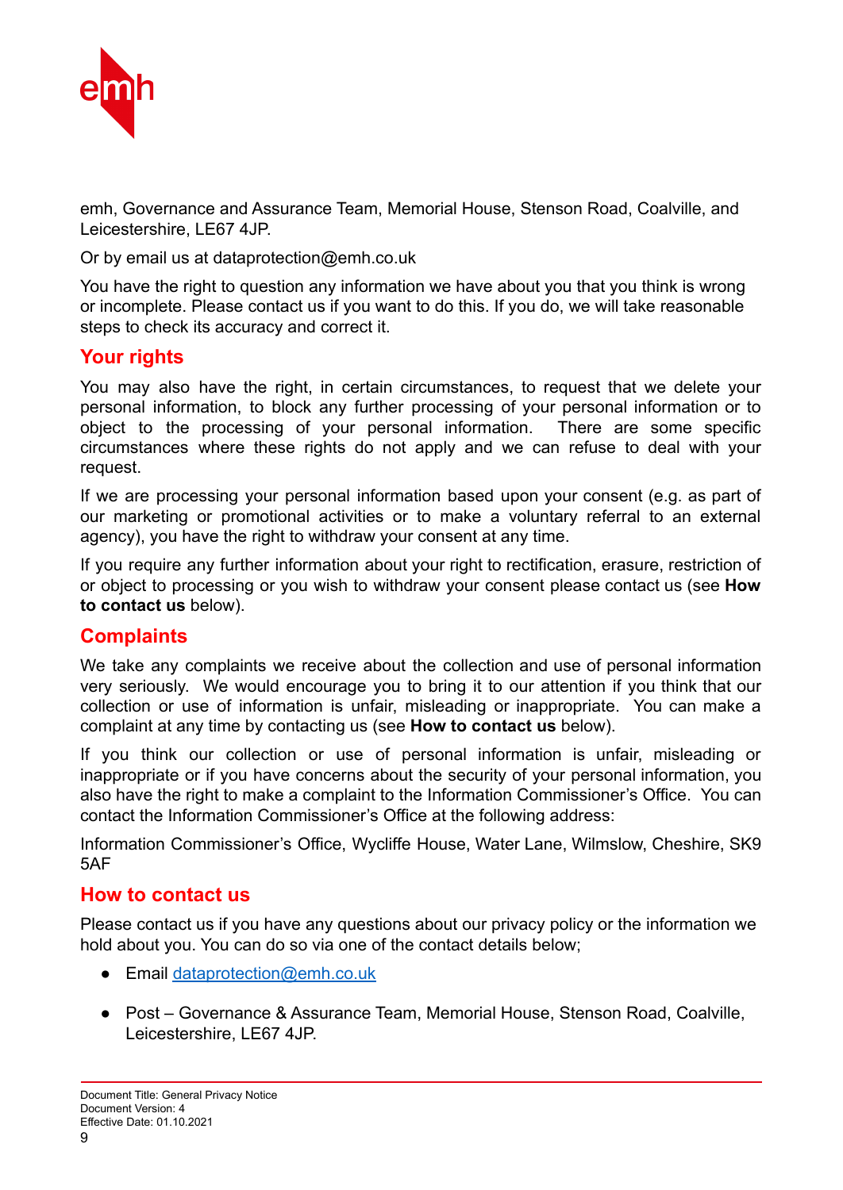emh, Governance and Assurance Team, Memorial House, Stenson Road, Coalville, and Leicestershire, LE67 4JP.

Or by email us at dataprotection@emh.co.uk

You have the right to question any information we have about you that you think is wrong or incomplete. Please contact us if you want to do this. If you do, we will take reasonable steps to check its accuracy and correct it.

## Your rights

You may also have the right, in certain circumstances, to request that we delete your personal information, to block any further processing of your personal information or to object to the processing of your personal information. There are some specific circumstances where these rights do not apply and we can refuse to deal with your request.

If we are processing your personal information based upon your consent (e.g. as part of our marketing or promotional activities or to make a voluntary referral to an external agency), you have the right to withdraw your consent at any time.

If you require any further information about your right to rectification, erasure, restriction of or object to processing or you wish to withdraw your consent please contact us (see **How to contact us** below).

## Complaints

We take any complaints we receive about the collection and use of personal information very seriously. We would encourage you to bring it to our attention if you think that our collection or use of information is unfair, misleading or inappropriate. You can make a complaint at any time by contacting us (see **How to contact us** below).

If you think our collection or use of personal information is unfair, misleading or inappropriate or if you have concerns about the security of your personal information, you also have the right to make a complaint to the Information Commissioner's Office. You can contact the Information Commissioner's Office at the following address:

Information Commissioner's Office, Wycliffe House, Water Lane, Wilmslow, Cheshire, SK9 5AF

## How to contact us

Please contact us if you have any questions about our privacy policy or the information we hold about you. You can do so via one of the contact details below;

- Email dataprotection@emh.co.uk
- Post – Governance & Assurance Team, Memorial House, Stenson Road, Coalville, Leicestershire, LE67 4JP.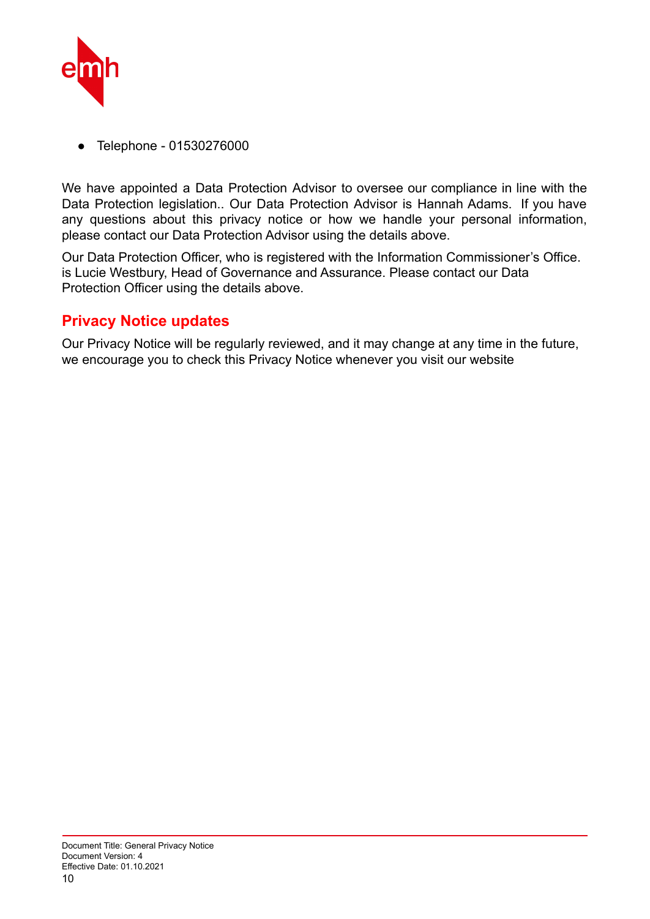- Telephone - 01530276000

We have appointed a Data Protection Advisor to oversee our compliance in line with the Data Protection legislation.. Our Data Protection Advisor is Hannah Adams. If you have any questions about this privacy notice or how we handle your personal information, please contact our Data Protection Advisor using the details above.

Our Data Protection Officer, who is registered with the Information Commissioner's Office. is Lucie Westbury, Head of Governance and Assurance. Please contact our Data Protection Officer using the details above.

## Privacy Notice updates

Our Privacy Notice will be regularly reviewed, and it may change at any time in the future, we encourage you to check this Privacy Notice whenever you visit our website